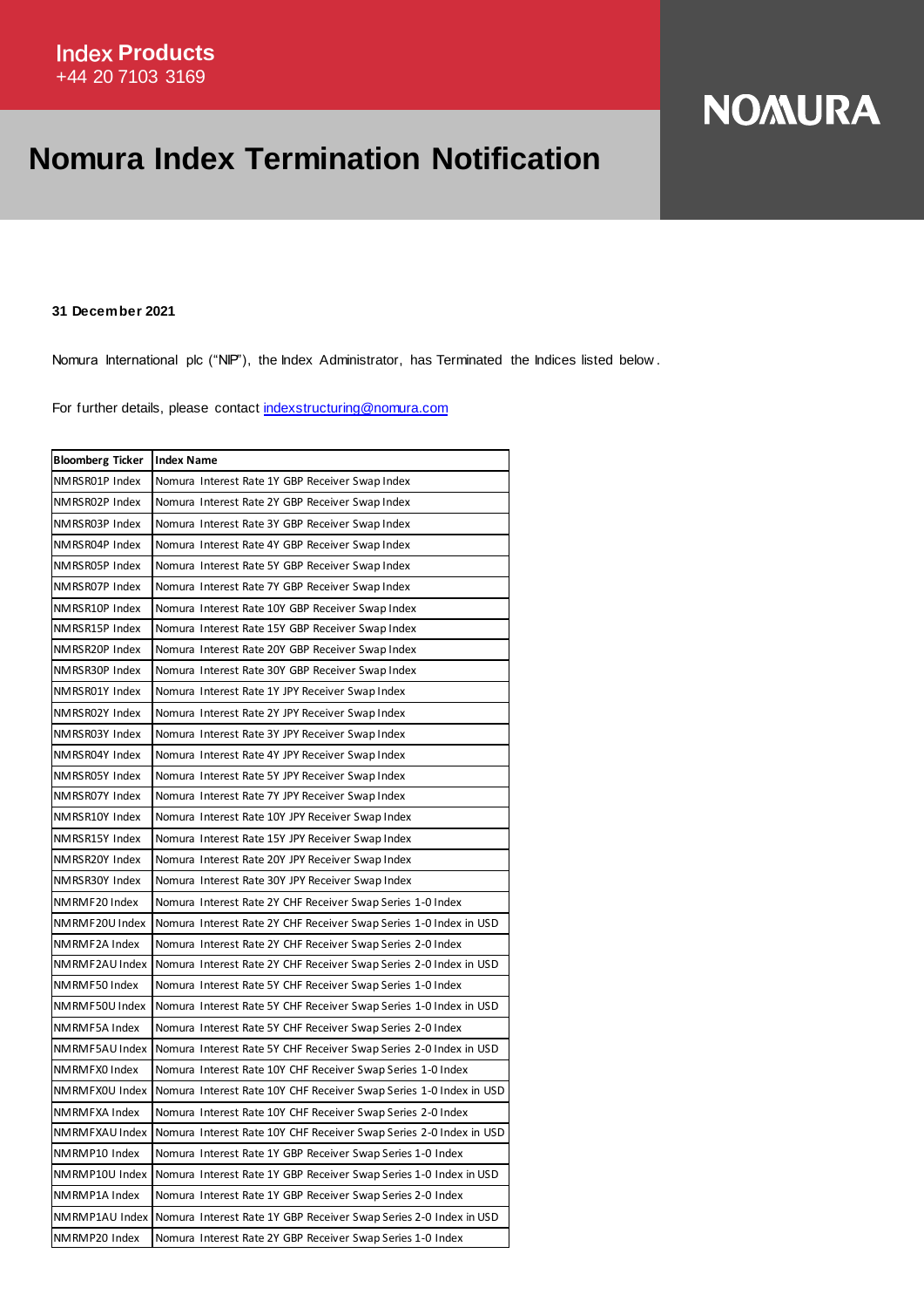Index Products
+44 20 7103 3169

# Nomura Index Termination Notification

NOMURA

**31 December 2021**

Nomura International plc ("NIP"), the Index Administrator, has Terminated the Indices listed below.

For further details, please contact indexstructuring@nomura.com

| Bloomberg Ticker | Index Name |
|---|---|
| NMRSR01P Index | Nomura Interest Rate 1Y GBP Receiver Swap Index |
| NMRSR02P Index | Nomura Interest Rate 2Y GBP Receiver Swap Index |
| NMRSR03P Index | Nomura Interest Rate 3Y GBP Receiver Swap Index |
| NMRSR04P Index | Nomura Interest Rate 4Y GBP Receiver Swap Index |
| NMRSR05P Index | Nomura Interest Rate 5Y GBP Receiver Swap Index |
| NMRSR07P Index | Nomura Interest Rate 7Y GBP Receiver Swap Index |
| NMRSR10P Index | Nomura Interest Rate 10Y GBP Receiver Swap Index |
| NMRSR15P Index | Nomura Interest Rate 15Y GBP Receiver Swap Index |
| NMRSR20P Index | Nomura Interest Rate 20Y GBP Receiver Swap Index |
| NMRSR30P Index | Nomura Interest Rate 30Y GBP Receiver Swap Index |
| NMRSR01Y Index | Nomura Interest Rate 1Y JPY Receiver Swap Index |
| NMRSR02Y Index | Nomura Interest Rate 2Y JPY Receiver Swap Index |
| NMRSR03Y Index | Nomura Interest Rate 3Y JPY Receiver Swap Index |
| NMRSR04Y Index | Nomura Interest Rate 4Y JPY Receiver Swap Index |
| NMRSR05Y Index | Nomura Interest Rate 5Y JPY Receiver Swap Index |
| NMRSR07Y Index | Nomura Interest Rate 7Y JPY Receiver Swap Index |
| NMRSR10Y Index | Nomura Interest Rate 10Y JPY Receiver Swap Index |
| NMRSR15Y Index | Nomura Interest Rate 15Y JPY Receiver Swap Index |
| NMRSR20Y Index | Nomura Interest Rate 20Y JPY Receiver Swap Index |
| NMRSR30Y Index | Nomura Interest Rate 30Y JPY Receiver Swap Index |
| NMRMF20 Index | Nomura Interest Rate 2Y CHF Receiver Swap Series 1-0 Index |
| NMRMF20U Index | Nomura Interest Rate 2Y CHF Receiver Swap Series 1-0 Index in USD |
| NMRMF2A Index | Nomura Interest Rate 2Y CHF Receiver Swap Series 2-0 Index |
| NMRMF2AU Index | Nomura Interest Rate 2Y CHF Receiver Swap Series 2-0 Index in USD |
| NMRMF50 Index | Nomura Interest Rate 5Y CHF Receiver Swap Series 1-0 Index |
| NMRMF50U Index | Nomura Interest Rate 5Y CHF Receiver Swap Series 1-0 Index in USD |
| NMRMF5A Index | Nomura Interest Rate 5Y CHF Receiver Swap Series 2-0 Index |
| NMRMF5AU Index | Nomura Interest Rate 5Y CHF Receiver Swap Series 2-0 Index in USD |
| NMRMFX0 Index | Nomura Interest Rate 10Y CHF Receiver Swap Series 1-0 Index |
| NMRMFX0U Index | Nomura Interest Rate 10Y CHF Receiver Swap Series 1-0 Index in USD |
| NMRMFXA Index | Nomura Interest Rate 10Y CHF Receiver Swap Series 2-0 Index |
| NMRMFXAU Index | Nomura Interest Rate 10Y CHF Receiver Swap Series 2-0 Index in USD |
| NMRMP10 Index | Nomura Interest Rate 1Y GBP Receiver Swap Series 1-0 Index |
| NMRMP10U Index | Nomura Interest Rate 1Y GBP Receiver Swap Series 1-0 Index in USD |
| NMRMP1A Index | Nomura Interest Rate 1Y GBP Receiver Swap Series 2-0 Index |
| NMRMP1AU Index | Nomura Interest Rate 1Y GBP Receiver Swap Series 2-0 Index in USD |
| NMRMP20 Index | Nomura Interest Rate 2Y GBP Receiver Swap Series 1-0 Index |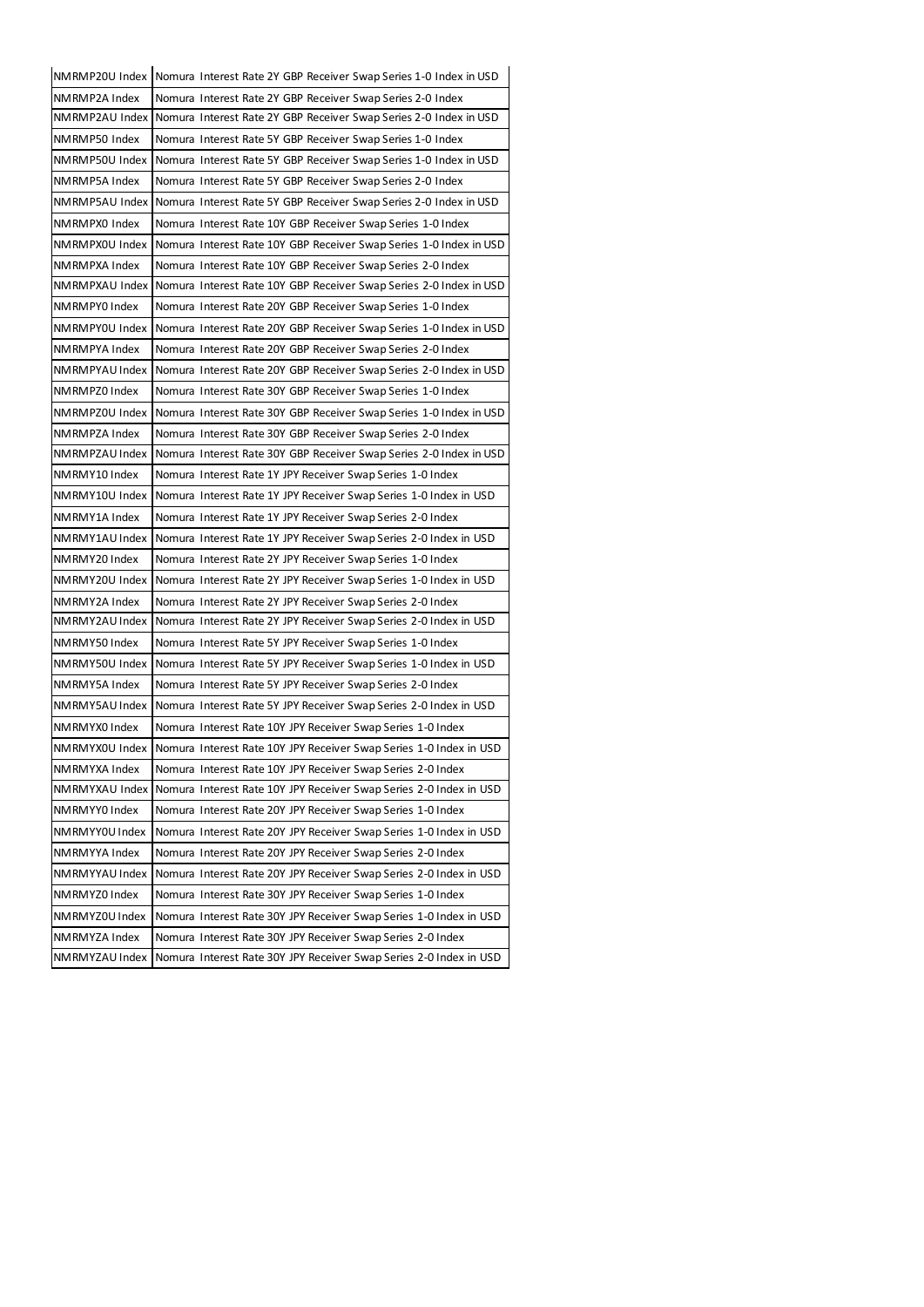| | |
|---|---|
| NMRMP20U Index | Nomura Interest Rate 2Y GBP Receiver Swap Series 1-0 Index in USD |
| NMRMP2A Index | Nomura Interest Rate 2Y GBP Receiver Swap Series 2-0 Index |
| NMRMP2AU Index | Nomura Interest Rate 2Y GBP Receiver Swap Series 2-0 Index in USD |
| NMRMP50 Index | Nomura Interest Rate 5Y GBP Receiver Swap Series 1-0 Index |
| NMRMP50U Index | Nomura Interest Rate 5Y GBP Receiver Swap Series 1-0 Index in USD |
| NMRMP5A Index | Nomura Interest Rate 5Y GBP Receiver Swap Series 2-0 Index |
| NMRMP5AU Index | Nomura Interest Rate 5Y GBP Receiver Swap Series 2-0 Index in USD |
| NMRMPX0 Index | Nomura Interest Rate 10Y GBP Receiver Swap Series 1-0 Index |
| NMRMPX0U Index | Nomura Interest Rate 10Y GBP Receiver Swap Series 1-0 Index in USD |
| NMRMPXA Index | Nomura Interest Rate 10Y GBP Receiver Swap Series 2-0 Index |
| NMRMPXAU Index | Nomura Interest Rate 10Y GBP Receiver Swap Series 2-0 Index in USD |
| NMRMPY0 Index | Nomura Interest Rate 20Y GBP Receiver Swap Series 1-0 Index |
| NMRMPY0U Index | Nomura Interest Rate 20Y GBP Receiver Swap Series 1-0 Index in USD |
| NMRMPYA Index | Nomura Interest Rate 20Y GBP Receiver Swap Series 2-0 Index |
| NMRMPYAU Index | Nomura Interest Rate 20Y GBP Receiver Swap Series 2-0 Index in USD |
| NMRMPZ0 Index | Nomura Interest Rate 30Y GBP Receiver Swap Series 1-0 Index |
| NMRMPZ0U Index | Nomura Interest Rate 30Y GBP Receiver Swap Series 1-0 Index in USD |
| NMRMPZA Index | Nomura Interest Rate 30Y GBP Receiver Swap Series 2-0 Index |
| NMRMPZAU Index | Nomura Interest Rate 30Y GBP Receiver Swap Series 2-0 Index in USD |
| NMRMY10 Index | Nomura Interest Rate 1Y JPY Receiver Swap Series 1-0 Index |
| NMRMY10U Index | Nomura Interest Rate 1Y JPY Receiver Swap Series 1-0 Index in USD |
| NMRMY1A Index | Nomura Interest Rate 1Y JPY Receiver Swap Series 2-0 Index |
| NMRMY1AU Index | Nomura Interest Rate 1Y JPY Receiver Swap Series 2-0 Index in USD |
| NMRMY20 Index | Nomura Interest Rate 2Y JPY Receiver Swap Series 1-0 Index |
| NMRMY20U Index | Nomura Interest Rate 2Y JPY Receiver Swap Series 1-0 Index in USD |
| NMRMY2A Index | Nomura Interest Rate 2Y JPY Receiver Swap Series 2-0 Index |
| NMRMY2AU Index | Nomura Interest Rate 2Y JPY Receiver Swap Series 2-0 Index in USD |
| NMRMY50 Index | Nomura Interest Rate 5Y JPY Receiver Swap Series 1-0 Index |
| NMRMY50U Index | Nomura Interest Rate 5Y JPY Receiver Swap Series 1-0 Index in USD |
| NMRMY5A Index | Nomura Interest Rate 5Y JPY Receiver Swap Series 2-0 Index |
| NMRMY5AU Index | Nomura Interest Rate 5Y JPY Receiver Swap Series 2-0 Index in USD |
| NMRMYX0 Index | Nomura Interest Rate 10Y JPY Receiver Swap Series 1-0 Index |
| NMRMYX0U Index | Nomura Interest Rate 10Y JPY Receiver Swap Series 1-0 Index in USD |
| NMRMYXA Index | Nomura Interest Rate 10Y JPY Receiver Swap Series 2-0 Index |
| NMRMYXAU Index | Nomura Interest Rate 10Y JPY Receiver Swap Series 2-0 Index in USD |
| NMRMYY0 Index | Nomura Interest Rate 20Y JPY Receiver Swap Series 1-0 Index |
| NMRMYY0U Index | Nomura Interest Rate 20Y JPY Receiver Swap Series 1-0 Index in USD |
| NMRMYYA Index | Nomura Interest Rate 20Y JPY Receiver Swap Series 2-0 Index |
| NMRMYYAU Index | Nomura Interest Rate 20Y JPY Receiver Swap Series 2-0 Index in USD |
| NMRMYZ0 Index | Nomura Interest Rate 30Y JPY Receiver Swap Series 1-0 Index |
| NMRMYZ0U Index | Nomura Interest Rate 30Y JPY Receiver Swap Series 1-0 Index in USD |
| NMRMYZA Index | Nomura Interest Rate 30Y JPY Receiver Swap Series 2-0 Index |
| NMRMYZAU Index | Nomura Interest Rate 30Y JPY Receiver Swap Series 2-0 Index in USD |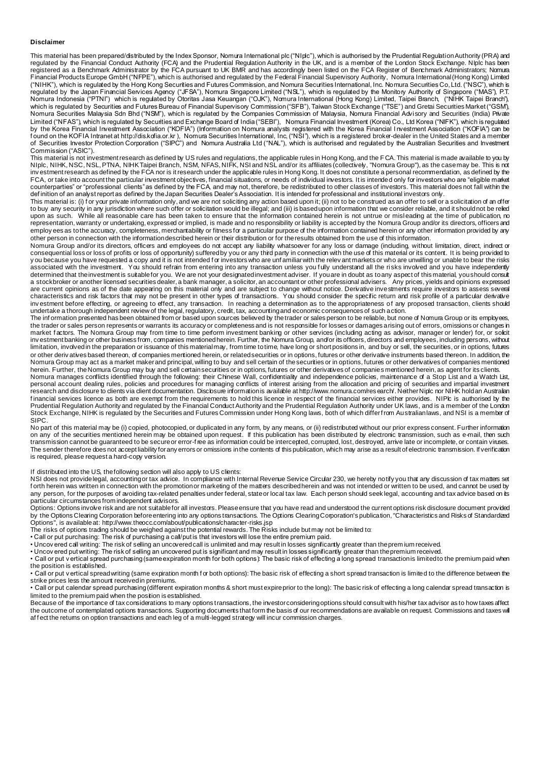**Disclaimer**

This material has been prepared/distributed by the Index Sponsor, Nomura International plc ("NIplc"), which is authorised by the Prudential Regulation Authority (PRA) and regulated by the Financial Conduct Authority (FCA) and the Prudential Regulation Authority in the UK, and is a member of the London Stock Exchange. NIplc has been registered as a Benchmark Administrator by the FCA pursuant to UK BMR and has accordingly been listed on the FCA Register of Benchmark Administrators; Nomura Financial Products Europe GmbH ("NFPE"), which is authorised and regulated by the Federal Financial Supervisory Authority, Nomura International (Hong Kong) Limited ("NIHK"), which is regulated by the Hong Kong Securities and Futures Commission, and Nomura Securities International, Inc. Nomura Securities Co, Ltd. ("NSC"), which is regulated by the Japan Financial Services Agency ("JFSA"), Nomura Singapore Limited ("NSL"), which is regulated by the Monitory Authority of Singapore ("MAS"), P.T. Nomura Indonesia ("PTNI") which is regulated by Otoritas Jasa Keuangan ("OJK"), Nomura International (Hong Kong) Limited, Taipei Branch, ("NIHK Taipei Branch"), which is regulated by Securities and Futures Bureau of Financial Supervisory Commission ("SFB"), Taiwan Stock Exchange ("TSE") and Gretai Securities Market ("GSM"), Nomura Securities Malaysia Sdn Bhd ("NSM"), which is regulated by the Companies Commission of Malaysia, Nomura Financial Advisory and Securities (India) Private Limited ("NFAS"), which is regulated by Securities and Exchange Board of India ("SEBI"), Nomura Financial Investment (Korea) Co., Ltd Korea ("NIFK"), which is regulated by the Korea Financial Investment Association ("KOFIA") (Information on Nomura analysts registered with the Korea Financial Investment Association ("KOFIA") can be found on the KOFIA Intranet at http://dis.kofia.or.kr ), Nomura Securities International, Inc, ("NSI"), which is a registered broker-dealer in the United States and a member of Securities Investor Protection Corporation ("SIPC") and Nomura Australia Ltd ("NAL"), which is authorised and regulated by the Australian Securities and Investment Commission ("ASIC").

This material is not investment research as defined by US rules and regulations, the applicable rules in Hong Kong, and the FCA. This material is made available to you by NIplc, NIHK, NSC, NSL, PTNA, NIHK Taipei Branch, NSM, NFAS, NIFK, NSI and NSL and/or its affiliates (collectively, "Nomura Group"), as the case may be. This is not investment research as defined by the FCA nor is it research under the applicable rules in Hong Kong. It does not constitute a personal recommendation, as defined by the FCA, or take into account the particular investment objectives, financial situations, or needs of individual investors. It is intended only for investors who are "eligible market counterparties" or "professional clients" as defined by the FCA, and may not, therefore, be redistributed to other classes of investors. This material does not fall within the definition of an analyst report as defined by the Japan Securities Dealer's Association. It is intended for professional and institutional investors only.

This material is: (i) for your private information only, and we are not soliciting any action based upon it; (ii) not to be construed as an offer to sell or a solicitation of an offer to buy any security in any jurisdiction where such offer or solicitation would be illegal; and (iii) is based upon information that we consider reliable, and it should not be relied upon as such. While all reasonable care has been taken to ensure that the information contained herein is not untrue or misleading at the time of publication, no representation, warranty or undertaking, expressed or implied, is made and no responsibility or liability is accepted by the Nomura Group and/or its directors, officers and employees as to the accuracy, completeness, merchantability or fitness for a particular purpose of the information contained herein or any other information provided by any other person in connection with the information described herein or their distribution or for the results obtained from the use of this information.

Nomura Group and/or its directors, officers and employees do not accept any liability whatsoever for any loss or damage (including, without limitation, direct, indirect or consequential loss or loss of profits or loss of opportunity) suffered by you or any third party in connection with the use of this material or its content. It is being provided to you because you have requested a copy and it is not intended for investors who are unfamiliar with the relevant markets or who are unwilling or unable to bear the risks associated with the investment. You should refrain from entering into any transaction unless you fully understand all the risks involved and you have independently determined that the investment is suitable for you. We are not your designated investment adviser. If you are in doubt as to any aspect of this material, you should consult a stockbroker or another licensed securities dealer, a bank manager, a solicitor, an accountant or other professional advisers. Any prices, yields and opinions expressed are current opinions as of the date appearing on this material only and are subject to change without notice. Derivative investments require investors to assess several characteristics and risk factors that may not be present in other types of transactions. You should consider the specific return and risk profile of a particular derivative investment before effecting, or agreeing to effect, any transaction. In reaching a determination as to the appropriateness of any proposed transaction, clients should undertake a thorough independent review of the legal, regulatory, credit, tax, accounting and economic consequences of such action.

The information presented has been obtained from or based upon sources believed by the trader or sales person to be reliable, but none of Nomura Group or its employees, the trader or sales person represents or warrants its accuracy or completeness and is not responsible for losses or damages arising out of errors, omissions or changes in market factors. The Nomura Group may from time to time perform investment banking or other services (including acting as advisor, manager or lender) for, or solicit investment banking or other business from, companies mentioned herein. Further, the Nomura Group, and/or its officers, directors and employees, including persons, without limitation, involved in the preparation or issuance of this material may, from time to time, have long or short positions in, and buy or sell, the securities, or in options, futures or other derivatives based thereon, of companies mentioned herein, or related securities or in options, futures or other derivative instruments based thereon. In addition, the Nomura Group may act as a market maker and principal, willing to buy and sell certain of the securities or in options, futures or other derivatives of companies mentioned herein. Further, the Nomura Group may buy and sell certain securities or in options, futures or other derivatives of companies mentioned herein, as agent for its clients.

Nomura manages conflicts identified through the following: their Chinese Wall, confidentiality and independence policies, maintenance of a Stop List and a Watch List, personal account dealing rules, policies and procedures for managing conflicts of interest arising from the allocation and pricing of securities and impartial investment research and disclosure to clients via client documentation. Disclosure information is available at http://www.nomura.com/research/. Neither NIplc nor NIHK hold an Australian financial services licence as both are exempt from the requirements to hold this licence in respect of the financial services either provides. NIPlc is authorised by the Prudential Regulation Authority and regulated by the Financial Conduct Authority and the Prudential Regulation Authority under UK laws, and is a member of the London Stock Exchange, NIHK is regulated by the Securities and Futures Commission under Hong Kong laws, both of which differ from Australian laws, and NSI is a member of SIPC.

No part of this material may be (i) copied, photocopied, or duplicated in any form, by any means, or (ii) redistributed without our prior express consent. Further information on any of the securities mentioned herein may be obtained upon request. If this publication has been distributed by electronic transmission, such as e-mail, then such transmission cannot be guaranteed to be secure or error-free as information could be intercepted, corrupted, lost, destroyed, arrive late or incomplete, or contain viruses. The sender therefore does not accept liability for any errors or omissions in the contents of this publication, which may arise as a result of electronic transmission. If verification is required, please request a hard-copy version.

If distributed into the US, the following section will also apply to US clients:

NSI does not provide legal, accounting or tax advice. In compliance with Internal Revenue Service Circular 230, we hereby notify you that any discussion of tax matters set forth herein was written in connection with the promotion or marketing of the matters described herein and was not intended or written to be used, and cannot be used by any person, for the purposes of avoiding tax-related penalties under federal, state or local tax law. Each person should seek legal, accounting and tax advice based on its particular circumstances from independent advisors.

Options: Options involve risk and are not suitable for all investors. Please ensure that you have read and understood the current options risk disclosure document provided by the Options Clearing Corporation before entering into any options transactions. The Options Clearing Corporation's publication, "Characteristics and Risks of Standardized Options", is available at: http://www.theocc.com/about/publications/character-risks.jsp

The risks of options trading should be weighed against the potential rewards. The Risks include but may not be limited to:

- Call or put purchasing: The risk of purchasing a call/put is that investors will lose the entire premium paid.
- Uncovered call writing: The risk of selling an uncovered call is unlimited and may result in losses significantly greater than the premium received.
- Uncovered put writing: The risk of selling an uncovered put is significant and may result in losses significantly greater than the premium received.
- Call or put vertical spread purchasing (same expiration month for both options): The basic risk of effecting a long spread transaction is limited to the premium paid when the position is established.
- Call or put vertical spread writing (same expiration month for both options): The basic risk of effecting a short spread transaction is limited to the difference between the strike prices less the amount received in premiums.
- Call or put calendar spread purchasing (different expiration months & short must expire prior to the long): The basic risk of effecting a long calendar spread transaction is limited to the premium paid when the position is established.

Because of the importance of tax considerations to many options transactions, the investor considering options should consult with his/her tax advisor as to how taxes affect the outcome of contemplated options transactions. Supporting documents that form the basis of our recommendations are available on request. Commissions and taxes will affect the returns on option transactions and each leg of a multi-legged strategy will incur commission charges.